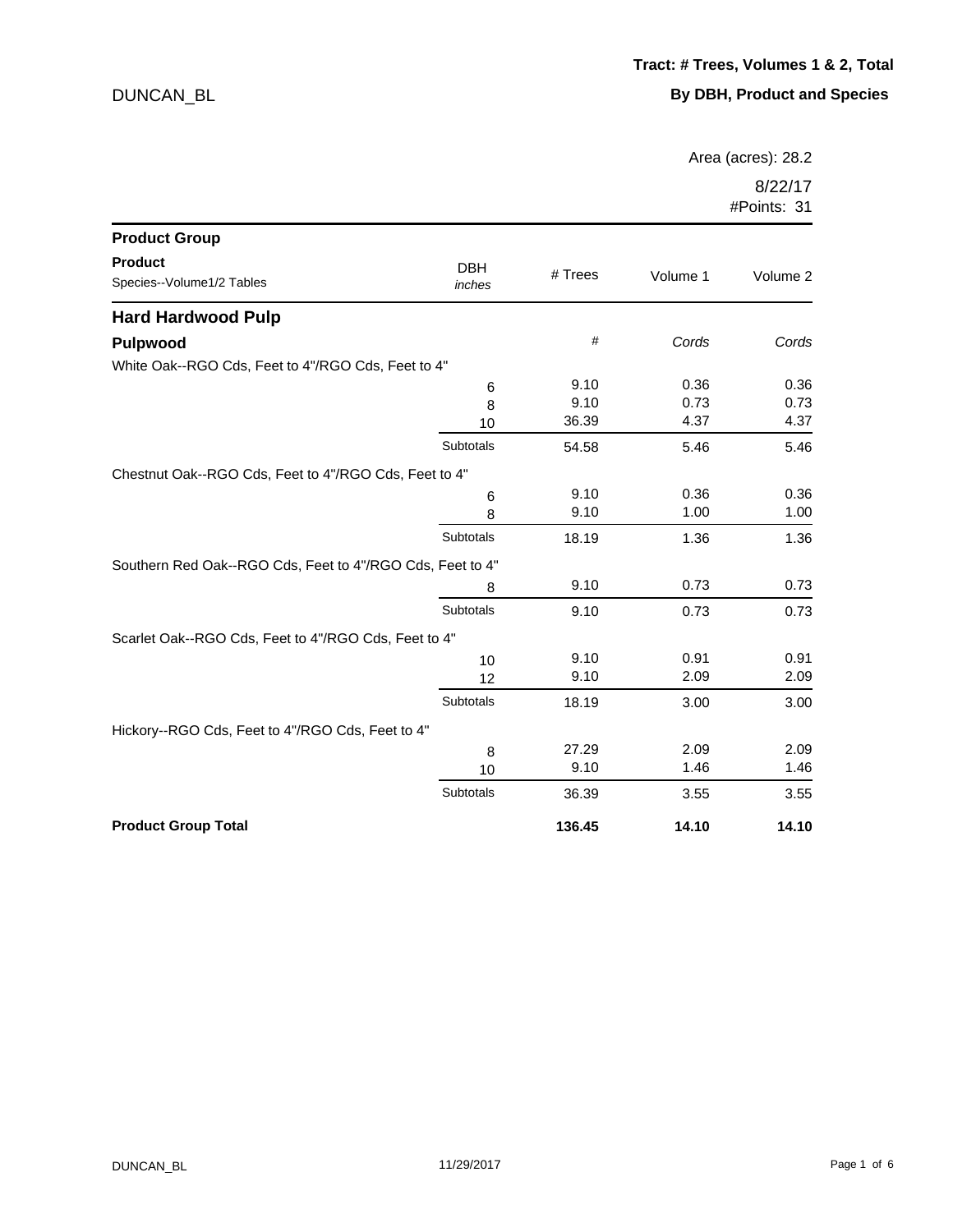DUNCAN_BL

**Tract: # Trees, Volumes 1 & 2, Total**

**By DBH, Product and Species**

Area (acres): 28.2

8/22/17
#Points: 31

| Product Group<br>Product<br>Species--Volume1/2 Tables | DBH<br>*inches* | # Trees | Volume 1 | Volume 2 |
|---|---|---|---|---|
| **Hard Hardwood Pulp** | | | | |
| **Pulpwood** | | # | *Cords* | *Cords* |
| White Oak--RGO Cds, Feet to 4"/RGO Cds, Feet to 4" | | | | |
| | 6 | 9.10 | 0.36 | 0.36 |
| | 8 | 9.10 | 0.73 | 0.73 |
| | 10 | 36.39 | 4.37 | 4.37 |
| | Subtotals | 54.58 | 5.46 | 5.46 |
| Chestnut Oak--RGO Cds, Feet to 4"/RGO Cds, Feet to 4" | | | | |
| | 6 | 9.10 | 0.36 | 0.36 |
| | 8 | 9.10 | 1.00 | 1.00 |
| | Subtotals | 18.19 | 1.36 | 1.36 |
| Southern Red Oak--RGO Cds, Feet to 4"/RGO Cds, Feet to 4" | | | | |
| | 8 | 9.10 | 0.73 | 0.73 |
| | Subtotals | 9.10 | 0.73 | 0.73 |
| Scarlet Oak--RGO Cds, Feet to 4"/RGO Cds, Feet to 4" | | | | |
| | 10 | 9.10 | 0.91 | 0.91 |
| | 12 | 9.10 | 2.09 | 2.09 |
| | Subtotals | 18.19 | 3.00 | 3.00 |
| Hickory--RGO Cds, Feet to 4"/RGO Cds, Feet to 4" | | | | |
| | 8 | 27.29 | 2.09 | 2.09 |
| | 10 | 9.10 | 1.46 | 1.46 |
| | Subtotals | 36.39 | 3.55 | 3.55 |
| **Product Group Total** | | **136.45** | **14.10** | **14.10** |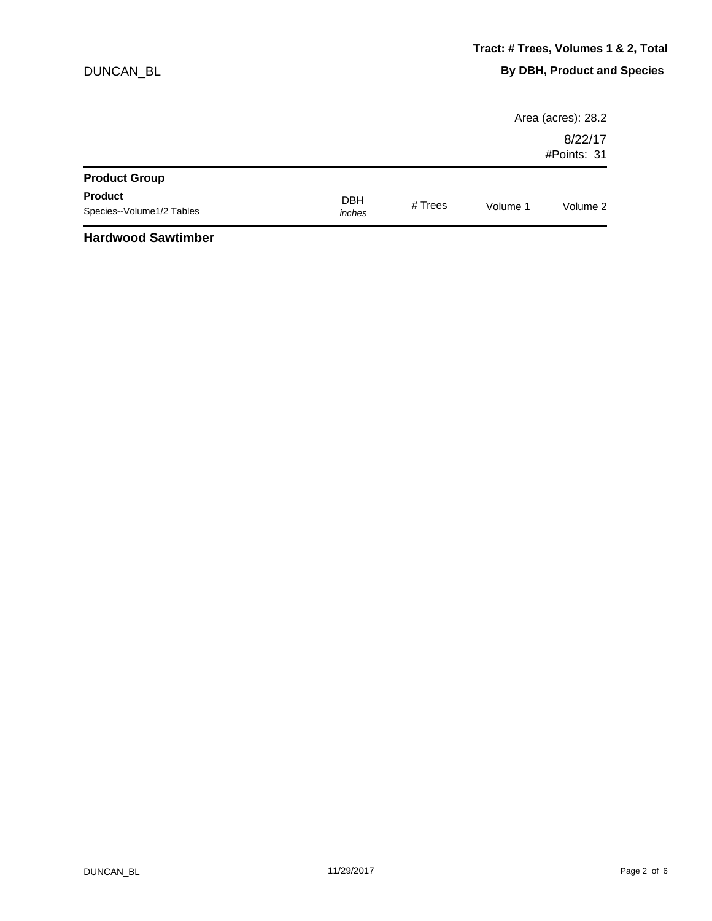DUNCAN_BL

**Tract: # Trees, Volumes 1 & 2, Total**

**By DBH, Product and Species**

Area (acres): 28.2

8/22/17

#Points: 31

| **Product Group**<br>**Product**<br>Species--Volume1/2 Tables | DBH *inches* | # Trees | Volume 1 | Volume 2 |
|---|---|---|---|---|
| **Hardwood Sawtimber** | | | | |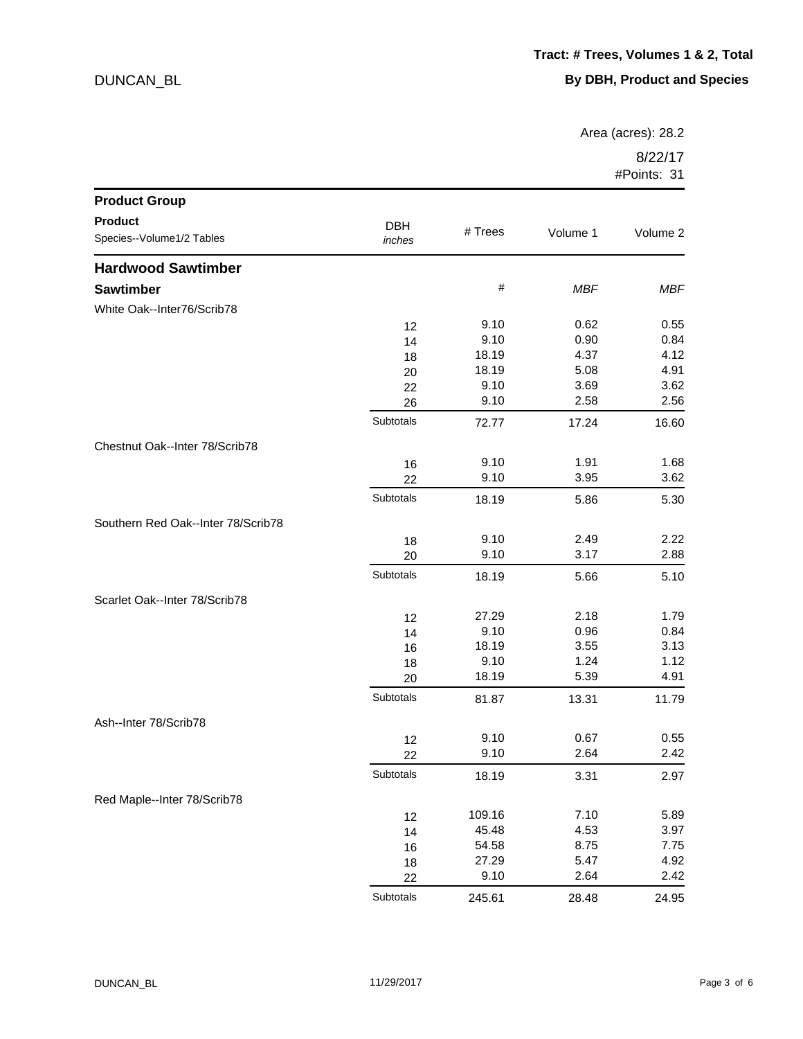DUNCAN_BL

**Tract: # Trees, Volumes 1 & 2, Total**

**By DBH, Product and Species**

Area (acres): 28.2

8/22/17

#Points: 31

| **Product Group** / **Product** / Species--Volume1/2 Tables | DBH *inches* | # Trees | Volume 1 | Volume 2 |
|---|---|---|---|---|
| **Hardwood Sawtimber** | | | | |
| **Sawtimber** | | # | *MBF* | *MBF* |
| White Oak--Inter76/Scrib78 | | | | |
| | 12 | 9.10 | 0.62 | 0.55 |
| | 14 | 9.10 | 0.90 | 0.84 |
| | 18 | 18.19 | 4.37 | 4.12 |
| | 20 | 18.19 | 5.08 | 4.91 |
| | 22 | 9.10 | 3.69 | 3.62 |
| | 26 | 9.10 | 2.58 | 2.56 |
| | Subtotals | 72.77 | 17.24 | 16.60 |
| Chestnut Oak--Inter 78/Scrib78 | | | | |
| | 16 | 9.10 | 1.91 | 1.68 |
| | 22 | 9.10 | 3.95 | 3.62 |
| | Subtotals | 18.19 | 5.86 | 5.30 |
| Southern Red Oak--Inter 78/Scrib78 | | | | |
| | 18 | 9.10 | 2.49 | 2.22 |
| | 20 | 9.10 | 3.17 | 2.88 |
| | Subtotals | 18.19 | 5.66 | 5.10 |
| Scarlet Oak--Inter 78/Scrib78 | | | | |
| | 12 | 27.29 | 2.18 | 1.79 |
| | 14 | 9.10 | 0.96 | 0.84 |
| | 16 | 18.19 | 3.55 | 3.13 |
| | 18 | 9.10 | 1.24 | 1.12 |
| | 20 | 18.19 | 5.39 | 4.91 |
| | Subtotals | 81.87 | 13.31 | 11.79 |
| Ash--Inter 78/Scrib78 | | | | |
| | 12 | 9.10 | 0.67 | 0.55 |
| | 22 | 9.10 | 2.64 | 2.42 |
| | Subtotals | 18.19 | 3.31 | 2.97 |
| Red Maple--Inter 78/Scrib78 | | | | |
| | 12 | 109.16 | 7.10 | 5.89 |
| | 14 | 45.48 | 4.53 | 3.97 |
| | 16 | 54.58 | 8.75 | 7.75 |
| | 18 | 27.29 | 5.47 | 4.92 |
| | 22 | 9.10 | 2.64 | 2.42 |
| | Subtotals | 245.61 | 28.48 | 24.95 |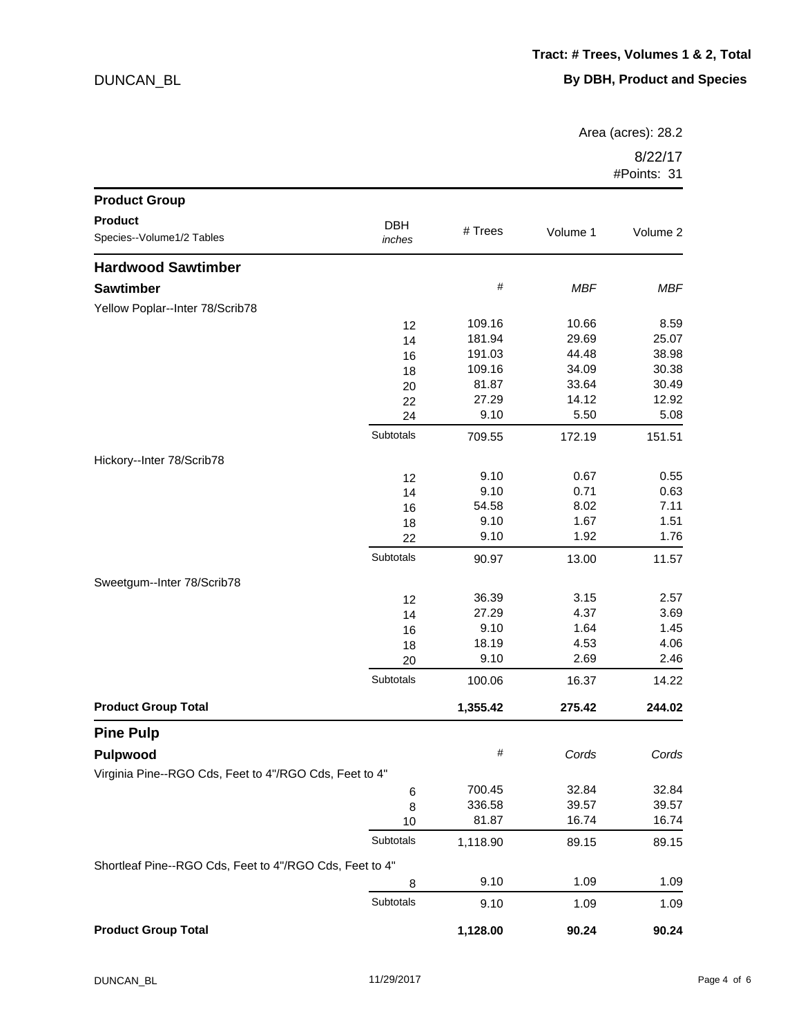**Tract: # Trees, Volumes 1 & 2, Total**

**By DBH, Product and Species**

DUNCAN_BL

Area (acres): 28.2

8/22/17

#Points: 31

| Product Group / Product / Species--Volume1/2 Tables | DBH *inches* | # Trees | Volume 1 | Volume 2 |
|---|---|---|---|---|
| **Hardwood Sawtimber** | | | | |
| **Sawtimber** | | # | *MBF* | *MBF* |
| Yellow Poplar--Inter 78/Scrib78 | | | | |
| | 12 | 109.16 | 10.66 | 8.59 |
| | 14 | 181.94 | 29.69 | 25.07 |
| | 16 | 191.03 | 44.48 | 38.98 |
| | 18 | 109.16 | 34.09 | 30.38 |
| | 20 | 81.87 | 33.64 | 30.49 |
| | 22 | 27.29 | 14.12 | 12.92 |
| | 24 | 9.10 | 5.50 | 5.08 |
| | Subtotals | 709.55 | 172.19 | 151.51 |
| Hickory--Inter 78/Scrib78 | | | | |
| | 12 | 9.10 | 0.67 | 0.55 |
| | 14 | 9.10 | 0.71 | 0.63 |
| | 16 | 54.58 | 8.02 | 7.11 |
| | 18 | 9.10 | 1.67 | 1.51 |
| | 22 | 9.10 | 1.92 | 1.76 |
| | Subtotals | 90.97 | 13.00 | 11.57 |
| Sweetgum--Inter 78/Scrib78 | | | | |
| | 12 | 36.39 | 3.15 | 2.57 |
| | 14 | 27.29 | 4.37 | 3.69 |
| | 16 | 9.10 | 1.64 | 1.45 |
| | 18 | 18.19 | 4.53 | 4.06 |
| | 20 | 9.10 | 2.69 | 2.46 |
| | Subtotals | 100.06 | 16.37 | 14.22 |
| **Product Group Total** | | **1,355.42** | **275.42** | **244.02** |
| **Pine Pulp** | | | | |
| **Pulpwood** | | # | *Cords* | *Cords* |
| Virginia Pine--RGO Cds, Feet to 4"/RGO Cds, Feet to 4" | | | | |
| | 6 | 700.45 | 32.84 | 32.84 |
| | 8 | 336.58 | 39.57 | 39.57 |
| | 10 | 81.87 | 16.74 | 16.74 |
| | Subtotals | 1,118.90 | 89.15 | 89.15 |
| Shortleaf Pine--RGO Cds, Feet to 4"/RGO Cds, Feet to 4" | | | | |
| | 8 | 9.10 | 1.09 | 1.09 |
| | Subtotals | 9.10 | 1.09 | 1.09 |
| **Product Group Total** | | **1,128.00** | **90.24** | **90.24** |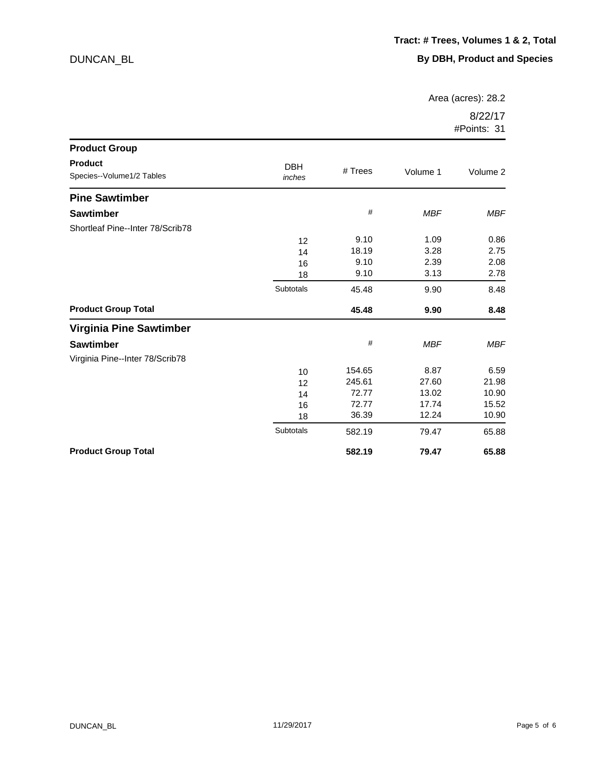DUNCAN_BL

**Tract: # Trees, Volumes 1 & 2, Total**

**By DBH, Product and Species**

Area (acres): 28.2

8/22/17
#Points: 31

| **Product Group**<br>**Product**<br>Species--Volume1/2 Tables | DBH<br>*inches* | # Trees | Volume 1 | Volume 2 |
|---|---|---|---|---|
| **Pine Sawtimber** | | | | |
| **Sawtimber** | | # | *MBF* | *MBF* |
| Shortleaf Pine--Inter 78/Scrib78 | | | | |
| | 12 | 9.10 | 1.09 | 0.86 |
| | 14 | 18.19 | 3.28 | 2.75 |
| | 16 | 9.10 | 2.39 | 2.08 |
| | 18 | 9.10 | 3.13 | 2.78 |
| | Subtotals | 45.48 | 9.90 | 8.48 |
| **Product Group Total** | | **45.48** | **9.90** | **8.48** |
| **Virginia Pine Sawtimber** | | | | |
| **Sawtimber** | | # | *MBF* | *MBF* |
| Virginia Pine--Inter 78/Scrib78 | | | | |
| | 10 | 154.65 | 8.87 | 6.59 |
| | 12 | 245.61 | 27.60 | 21.98 |
| | 14 | 72.77 | 13.02 | 10.90 |
| | 16 | 72.77 | 17.74 | 15.52 |
| | 18 | 36.39 | 12.24 | 10.90 |
| | Subtotals | 582.19 | 79.47 | 65.88 |
| **Product Group Total** | | **582.19** | **79.47** | **65.88** |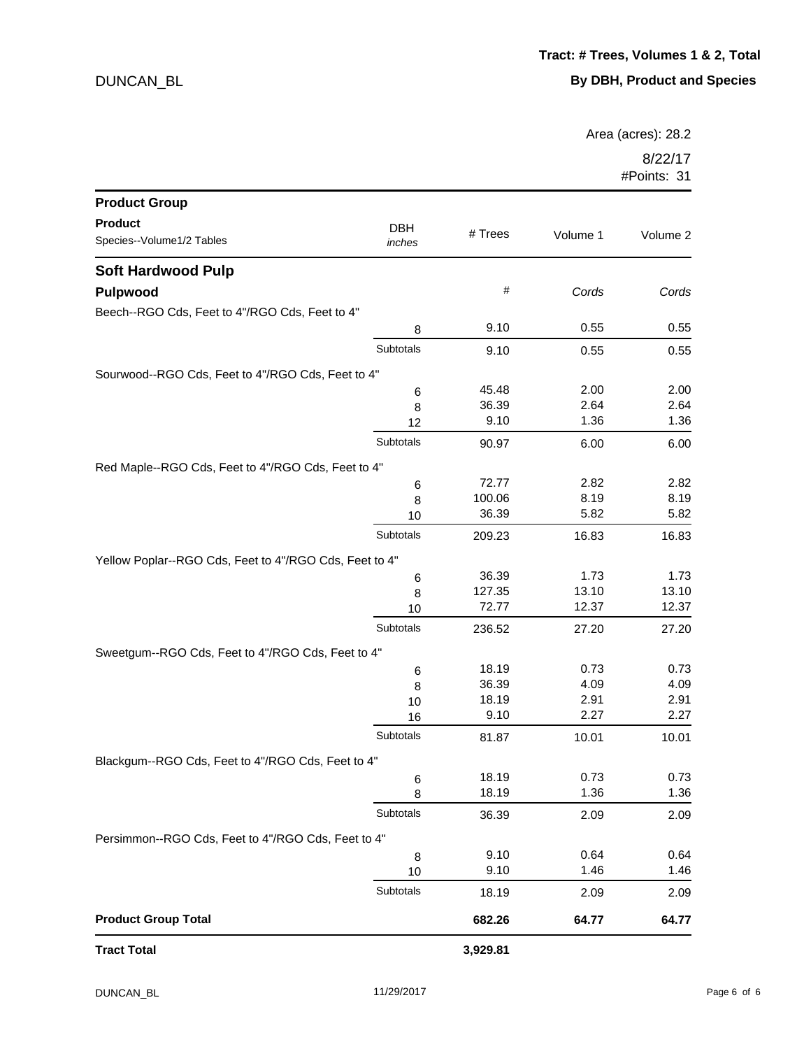DUNCAN_BL

**Tract: # Trees, Volumes 1 & 2, Total**

**By DBH, Product and Species**

Area (acres): 28.2

8/22/17

#Points: 31

| Product Group / Product / Species--Volume1/2 Tables | DBH *inches* | # Trees | Volume 1 | Volume 2 |
|---|---|---|---|---|
| **Soft Hardwood Pulp** | | | | |
| **Pulpwood** | | # | *Cords* | *Cords* |
| Beech--RGO Cds, Feet to 4"/RGO Cds, Feet to 4" | | | | |
| | 8 | 9.10 | 0.55 | 0.55 |
| | Subtotals | 9.10 | 0.55 | 0.55 |
| Sourwood--RGO Cds, Feet to 4"/RGO Cds, Feet to 4" | | | | |
| | 6 | 45.48 | 2.00 | 2.00 |
| | 8 | 36.39 | 2.64 | 2.64 |
| | 12 | 9.10 | 1.36 | 1.36 |
| | Subtotals | 90.97 | 6.00 | 6.00 |
| Red Maple--RGO Cds, Feet to 4"/RGO Cds, Feet to 4" | | | | |
| | 6 | 72.77 | 2.82 | 2.82 |
| | 8 | 100.06 | 8.19 | 8.19 |
| | 10 | 36.39 | 5.82 | 5.82 |
| | Subtotals | 209.23 | 16.83 | 16.83 |
| Yellow Poplar--RGO Cds, Feet to 4"/RGO Cds, Feet to 4" | | | | |
| | 6 | 36.39 | 1.73 | 1.73 |
| | 8 | 127.35 | 13.10 | 13.10 |
| | 10 | 72.77 | 12.37 | 12.37 |
| | Subtotals | 236.52 | 27.20 | 27.20 |
| Sweetgum--RGO Cds, Feet to 4"/RGO Cds, Feet to 4" | | | | |
| | 6 | 18.19 | 0.73 | 0.73 |
| | 8 | 36.39 | 4.09 | 4.09 |
| | 10 | 18.19 | 2.91 | 2.91 |
| | 16 | 9.10 | 2.27 | 2.27 |
| | Subtotals | 81.87 | 10.01 | 10.01 |
| Blackgum--RGO Cds, Feet to 4"/RGO Cds, Feet to 4" | | | | |
| | 6 | 18.19 | 0.73 | 0.73 |
| | 8 | 18.19 | 1.36 | 1.36 |
| | Subtotals | 36.39 | 2.09 | 2.09 |
| Persimmon--RGO Cds, Feet to 4"/RGO Cds, Feet to 4" | | | | |
| | 8 | 9.10 | 0.64 | 0.64 |
| | 10 | 9.10 | 1.46 | 1.46 |
| | Subtotals | 18.19 | 2.09 | 2.09 |
| **Product Group Total** | | **682.26** | **64.77** | **64.77** |
| **Tract Total** | | **3,929.81** | | |

DUNCAN_BL 11/29/2017